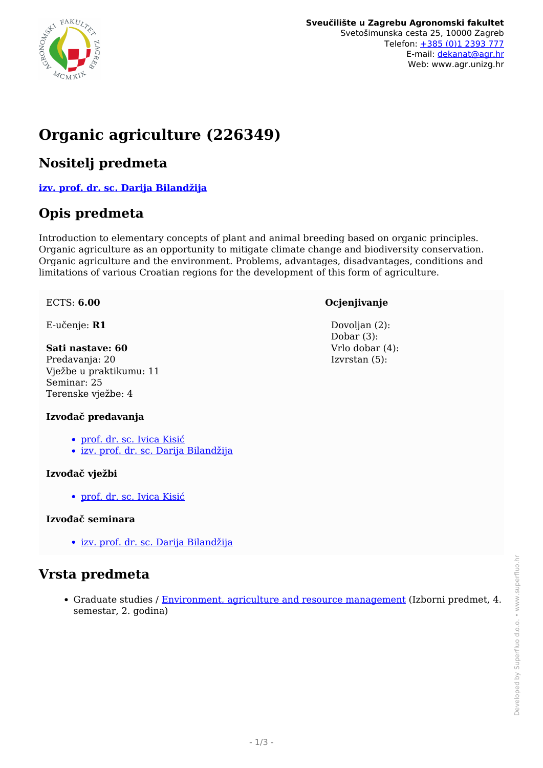**Sveučilište u Zagrebu Agronomski fakultet**
Svetošimunska cesta 25, 10000 Zagreb
Telefon: +385 (0)1 2393 777
E-mail: dekanat@agr.hr
Web: www.agr.unizg.hr

# Organic agriculture (226349)

## Nositelj predmeta

**izv. prof. dr. sc. Darija Bilandžija**

## Opis predmeta

Introduction to elementary concepts of plant and animal breeding based on organic principles. Organic agriculture as an opportunity to mitigate climate change and biodiversity conservation. Organic agriculture and the environment. Problems, advantages, disadvantages, conditions and limitations of various Croatian regions for the development of this form of agriculture.

ECTS: **6.00**

E-učenje: **R1**

**Sati nastave: 60**
Predavanja: 20
Vježbe u praktikumu: 11
Seminar: 25
Terenske vježbe: 4

**Izvođač predavanja**

- prof. dr. sc. Ivica Kisić
- izv. prof. dr. sc. Darija Bilandžija

**Izvođač vježbi**

- prof. dr. sc. Ivica Kisić

**Izvođač seminara**

- izv. prof. dr. sc. Darija Bilandžija

**Ocjenjivanje**

Dovoljan (2):
Dobar (3):
Vrlo dobar (4):
Izvrstan (5):

## Vrsta predmeta

- Graduate studies / Environment, agriculture and resource management (Izborni predmet, 4. semestar, 2. godina)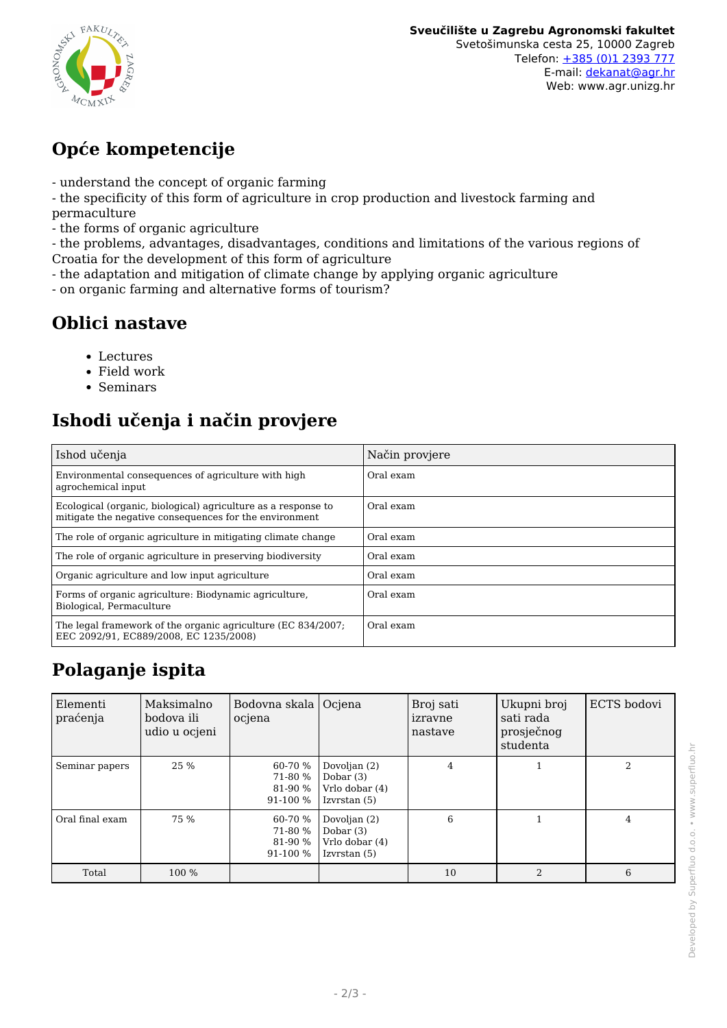## Opće kompetencije

- understand the concept of organic farming
- the specificity of this form of agriculture in crop production and livestock farming and permaculture
- the forms of organic agriculture
- the problems, advantages, disadvantages, conditions and limitations of the various regions of Croatia for the development of this form of agriculture
- the adaptation and mitigation of climate change by applying organic agriculture
- on organic farming and alternative forms of tourism?

## Oblici nastave

- Lectures
- Field work
- Seminars

## Ishodi učenja i način provjere

| Ishod učenja | Način provjere |
|---|---|
| Environmental consequences of agriculture with high agrochemical input | Oral exam |
| Ecological (organic, biological) agriculture as a response to mitigate the negative consequences for the environment | Oral exam |
| The role of organic agriculture in mitigating climate change | Oral exam |
| The role of organic agriculture in preserving biodiversity | Oral exam |
| Organic agriculture and low input agriculture | Oral exam |
| Forms of organic agriculture: Biodynamic agriculture, Biological, Permaculture | Oral exam |
| The legal framework of the organic agriculture (EC 834/2007; EEC 2092/91, EC889/2008, EC 1235/2008) | Oral exam |

## Polaganje ispita

| Elementi praćenja | Maksimalno bodova ili udio u ocjeni | Bodovna skala ocjena | Ocjena | Broj sati izravne nastave | Ukupni broj sati rada prosječnog studenta | ECTS bodovi |
|---|---|---|---|---|---|---|
| Seminar papers | 25 % | 60-70 %<br>71-80 %<br>81-90 %<br>91-100 % | Dovoljan (2)<br>Dobar (3)<br>Vrlo dobar (4)<br>Izvrstan (5) | 4 | 1 | 2 |
| Oral final exam | 75 % | 60-70 %<br>71-80 %<br>81-90 %<br>91-100 % | Dovoljan (2)<br>Dobar (3)<br>Vrlo dobar (4)<br>Izvrstan (5) | 6 | 1 | 4 |
| Total | 100 % | | | 10 | 2 | 6 |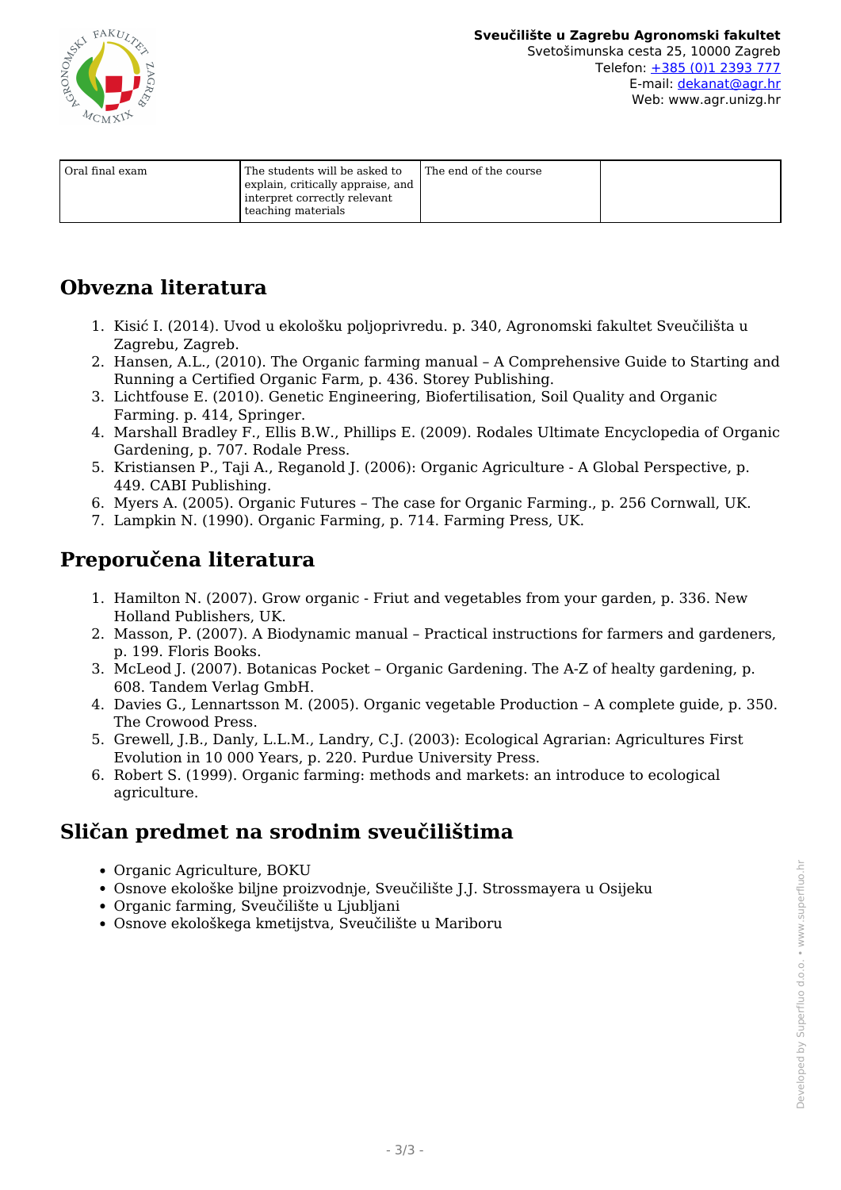| | | | |
|---|---|---|---|
| Oral final exam | The students will be asked to explain, critically appraise, and interpret correctly relevant teaching materials | The end of the course | |

## Obvezna literatura

1. Kisić I. (2014). Uvod u ekološku poljoprivredu. p. 340, Agronomski fakultet Sveučilišta u Zagrebu, Zagreb.
2. Hansen, A.L., (2010). The Organic farming manual – A Comprehensive Guide to Starting and Running a Certified Organic Farm, p. 436. Storey Publishing.
3. Lichtfouse E. (2010). Genetic Engineering, Biofertilisation, Soil Quality and Organic Farming. p. 414, Springer.
4. Marshall Bradley F., Ellis B.W., Phillips E. (2009). Rodales Ultimate Encyclopedia of Organic Gardening, p. 707. Rodale Press.
5. Kristiansen P., Taji A., Reganold J. (2006): Organic Agriculture - A Global Perspective, p. 449. CABI Publishing.
6. Myers A. (2005). Organic Futures – The case for Organic Farming., p. 256 Cornwall, UK.
7. Lampkin N. (1990). Organic Farming, p. 714. Farming Press, UK.

## Preporučena literatura

1. Hamilton N. (2007). Grow organic - Friut and vegetables from your garden, p. 336. New Holland Publishers, UK.
2. Masson, P. (2007). A Biodynamic manual – Practical instructions for farmers and gardeners, p. 199. Floris Books.
3. McLeod J. (2007). Botanicas Pocket – Organic Gardening. The A-Z of healty gardening, p. 608. Tandem Verlag GmbH.
4. Davies G., Lennartsson M. (2005). Organic vegetable Production – A complete guide, p. 350. The Crowood Press.
5. Grewell, J.B., Danly, L.L.M., Landry, C.J. (2003): Ecological Agrarian: Agricultures First Evolution in 10 000 Years, p. 220. Purdue University Press.
6. Robert S. (1999). Organic farming: methods and markets: an introduce to ecological agriculture.

## Sličan predmet na srodnim sveučilištima

- Organic Agriculture, BOKU
- Osnove ekološke biljne proizvodnje, Sveučilište J.J. Strossmayera u Osijeku
- Organic farming, Sveučilište u Ljubljani
- Osnove ekološkega kmetijstva, Sveučilište u Mariboru